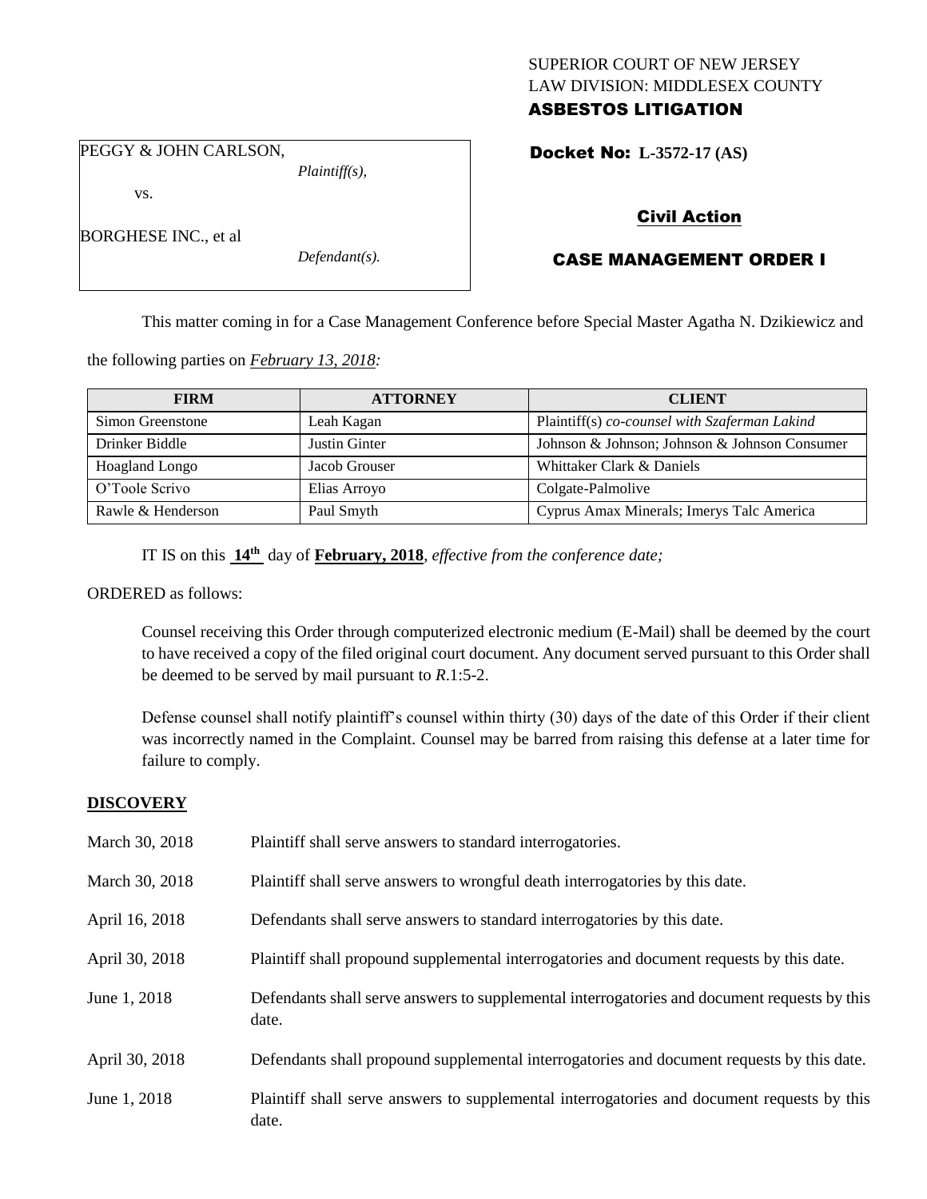SUPERIOR COURT OF NEW JERSEY
LAW DIVISION: MIDDLESEX COUNTY
**ASBESTOS LITIGATION**

PEGGY & JOHN CARLSON,
*Plaintiff(s),*

vs.

BORGHESE INC., et al
*Defendant(s).*

**Docket No: L-3572-17 (AS)**

**Civil Action**

**CASE MANAGEMENT ORDER I**

This matter coming in for a Case Management Conference before Special Master Agatha N. Dzikiewicz and the following parties on *February 13, 2018:*

| FIRM | ATTORNEY | CLIENT |
|---|---|---|
| Simon Greenstone | Leah Kagan | Plaintiff(s) *co-counsel with Szaferman Lakind* |
| Drinker Biddle | Justin Ginter | Johnson & Johnson; Johnson & Johnson Consumer |
| Hoagland Longo | Jacob Grouser | Whittaker Clark & Daniels |
| O'Toole Scrivo | Elias Arroyo | Colgate-Palmolive |
| Rawle & Henderson | Paul Smyth | Cyprus Amax Minerals; Imerys Talc America |

IT IS on this **14th** day of **February, 2018**, *effective from the conference date;*

ORDERED as follows:

Counsel receiving this Order through computerized electronic medium (E-Mail) shall be deemed by the court to have received a copy of the filed original court document. Any document served pursuant to this Order shall be deemed to be served by mail pursuant to *R*.1:5-2.

Defense counsel shall notify plaintiff's counsel within thirty (30) days of the date of this Order if their client was incorrectly named in the Complaint. Counsel may be barred from raising this defense at a later time for failure to comply.

## DISCOVERY

| | |
|---|---|
| March 30, 2018 | Plaintiff shall serve answers to standard interrogatories. |
| March 30, 2018 | Plaintiff shall serve answers to wrongful death interrogatories by this date. |
| April 16, 2018 | Defendants shall serve answers to standard interrogatories by this date. |
| April 30, 2018 | Plaintiff shall propound supplemental interrogatories and document requests by this date. |
| June 1, 2018 | Defendants shall serve answers to supplemental interrogatories and document requests by this date. |
| April 30, 2018 | Defendants shall propound supplemental interrogatories and document requests by this date. |
| June 1, 2018 | Plaintiff shall serve answers to supplemental interrogatories and document requests by this date. |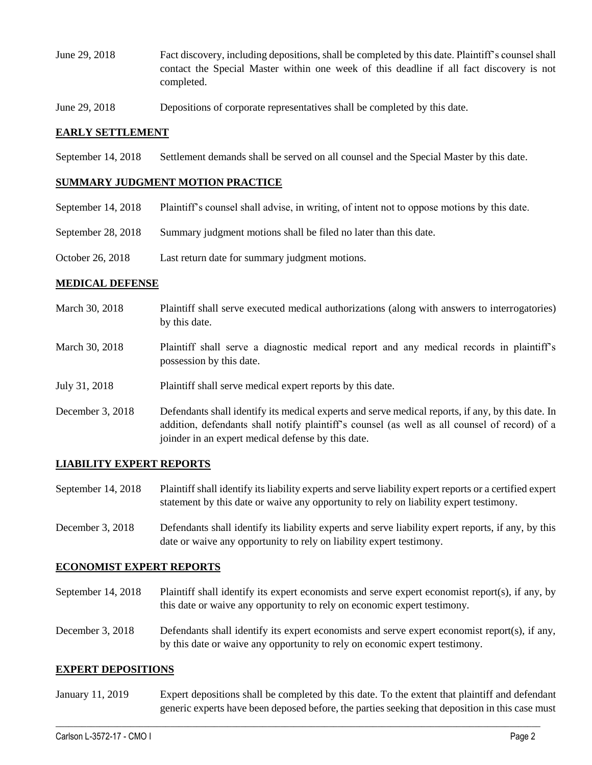| | |
|---|---|
| June 29, 2018 | Fact discovery, including depositions, shall be completed by this date. Plaintiff's counsel shall contact the Special Master within one week of this deadline if all fact discovery is not completed. |
| June 29, 2018 | Depositions of corporate representatives shall be completed by this date. |

## EARLY SETTLEMENT

| | |
|---|---|
| September 14, 2018 | Settlement demands shall be served on all counsel and the Special Master by this date. |

## SUMMARY JUDGMENT MOTION PRACTICE

| | |
|---|---|
| September 14, 2018 | Plaintiff's counsel shall advise, in writing, of intent not to oppose motions by this date. |
| September 28, 2018 | Summary judgment motions shall be filed no later than this date. |
| October 26, 2018 | Last return date for summary judgment motions. |

## MEDICAL DEFENSE

| | |
|---|---|
| March 30, 2018 | Plaintiff shall serve executed medical authorizations (along with answers to interrogatories) by this date. |
| March 30, 2018 | Plaintiff shall serve a diagnostic medical report and any medical records in plaintiff's possession by this date. |
| July 31, 2018 | Plaintiff shall serve medical expert reports by this date. |
| December 3, 2018 | Defendants shall identify its medical experts and serve medical reports, if any, by this date. In addition, defendants shall notify plaintiff's counsel (as well as all counsel of record) of a joinder in an expert medical defense by this date. |

## LIABILITY EXPERT REPORTS

| | |
|---|---|
| September 14, 2018 | Plaintiff shall identify its liability experts and serve liability expert reports or a certified expert statement by this date or waive any opportunity to rely on liability expert testimony. |
| December 3, 2018 | Defendants shall identify its liability experts and serve liability expert reports, if any, by this date or waive any opportunity to rely on liability expert testimony. |

## ECONOMIST EXPERT REPORTS

| | |
|---|---|
| September 14, 2018 | Plaintiff shall identify its expert economists and serve expert economist report(s), if any, by this date or waive any opportunity to rely on economic expert testimony. |
| December 3, 2018 | Defendants shall identify its expert economists and serve expert economist report(s), if any, by this date or waive any opportunity to rely on economic expert testimony. |

## EXPERT DEPOSITIONS

| | |
|---|---|
| January 11, 2019 | Expert depositions shall be completed by this date. To the extent that plaintiff and defendant generic experts have been deposed before, the parties seeking that deposition in this case must |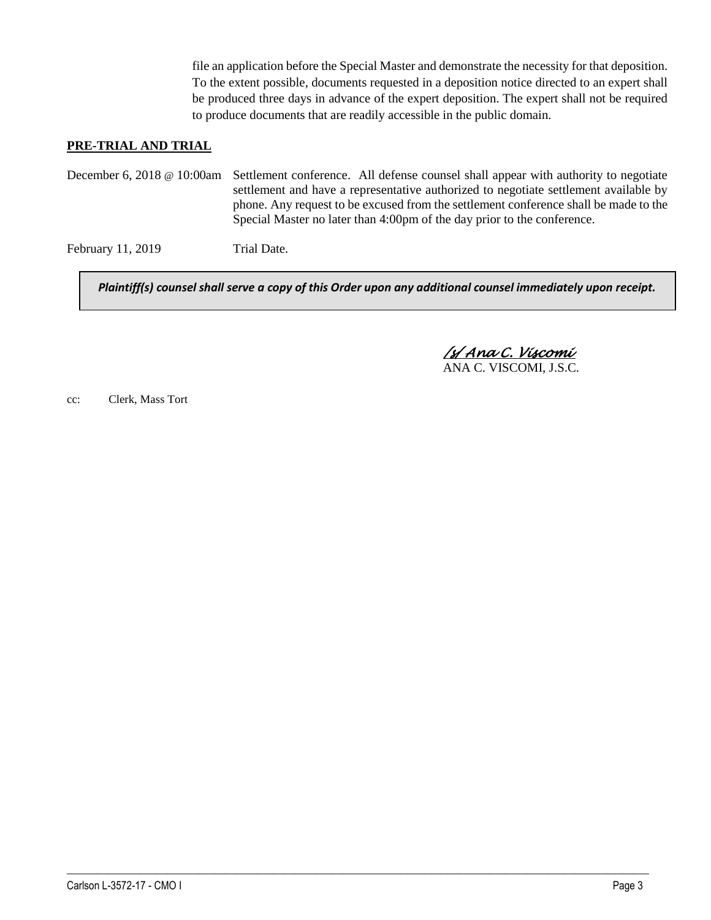file an application before the Special Master and demonstrate the necessity for that deposition. To the extent possible, documents requested in a deposition notice directed to an expert shall be produced three days in advance of the expert deposition. The expert shall not be required to produce documents that are readily accessible in the public domain.

**PRE-TRIAL AND TRIAL**

| | |
|---|---|
| December 6, 2018 @ 10:00am | Settlement conference. All defense counsel shall appear with authority to negotiate settlement and have a representative authorized to negotiate settlement available by phone. Any request to be excused from the settlement conference shall be made to the Special Master no later than 4:00pm of the day prior to the conference. |
| February 11, 2019 | Trial Date. |

***Plaintiff(s) counsel shall serve a copy of this Order upon any additional counsel immediately upon receipt.***

*/s/ Ana C. Viscomi*
ANA C. VISCOMI, J.S.C.

cc: Clerk, Mass Tort